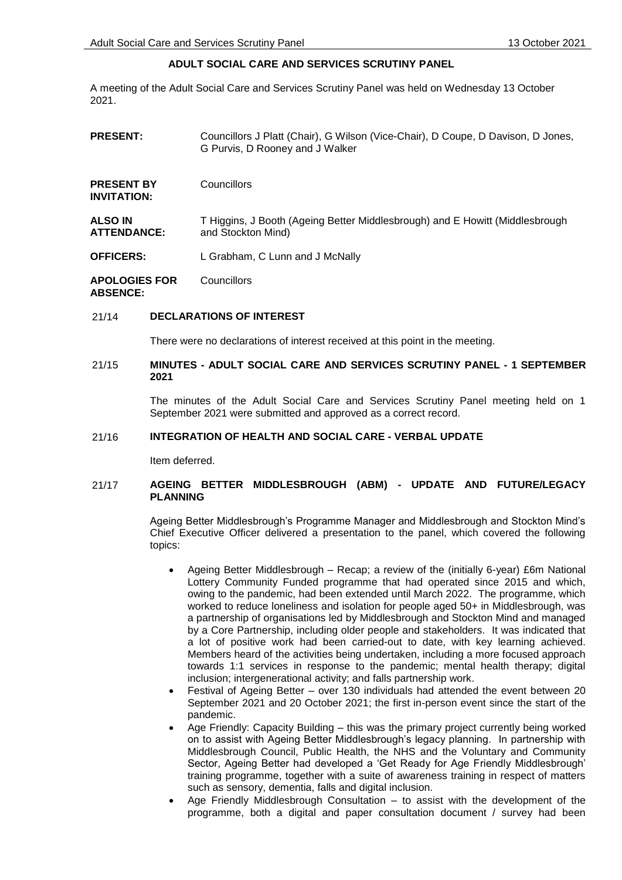# ADULT SOCIAL CARE AND SERVICES SCRUTINY PANEL

A meeting of the Adult Social Care and Services Scrutiny Panel was held on Wednesday 13 October 2021.

**PRESENT:** Councillors J Platt (Chair), G Wilson (Vice-Chair), D Coupe, D Davison, D Jones, G Purvis, D Rooney and J Walker

**PRESENT BY INVITATION:** Councillors

**ALSO IN ATTENDANCE:** T Higgins, J Booth (Ageing Better Middlesbrough) and E Howitt (Middlesbrough and Stockton Mind)

**OFFICERS:** L Grabham, C Lunn and J McNally

**APOLOGIES FOR ABSENCE:** Councillors

## 21/14 DECLARATIONS OF INTEREST

There were no declarations of interest received at this point in the meeting.

## 21/15 MINUTES - ADULT SOCIAL CARE AND SERVICES SCRUTINY PANEL - 1 SEPTEMBER 2021

The minutes of the Adult Social Care and Services Scrutiny Panel meeting held on 1 September 2021 were submitted and approved as a correct record.

## 21/16 INTEGRATION OF HEALTH AND SOCIAL CARE - VERBAL UPDATE

Item deferred.

## 21/17 AGEING BETTER MIDDLESBROUGH (ABM) - UPDATE AND FUTURE/LEGACY PLANNING

Ageing Better Middlesbrough's Programme Manager and Middlesbrough and Stockton Mind's Chief Executive Officer delivered a presentation to the panel, which covered the following topics:

- Ageing Better Middlesbrough – Recap; a review of the (initially 6-year) £6m National Lottery Community Funded programme that had operated since 2015 and which, owing to the pandemic, had been extended until March 2022. The programme, which worked to reduce loneliness and isolation for people aged 50+ in Middlesbrough, was a partnership of organisations led by Middlesbrough and Stockton Mind and managed by a Core Partnership, including older people and stakeholders. It was indicated that a lot of positive work had been carried-out to date, with key learning achieved. Members heard of the activities being undertaken, including a more focused approach towards 1:1 services in response to the pandemic; mental health therapy; digital inclusion; intergenerational activity; and falls partnership work.
- Festival of Ageing Better – over 130 individuals had attended the event between 20 September 2021 and 20 October 2021; the first in-person event since the start of the pandemic.
- Age Friendly: Capacity Building – this was the primary project currently being worked on to assist with Ageing Better Middlesbrough's legacy planning. In partnership with Middlesbrough Council, Public Health, the NHS and the Voluntary and Community Sector, Ageing Better had developed a 'Get Ready for Age Friendly Middlesbrough' training programme, together with a suite of awareness training in respect of matters such as sensory, dementia, falls and digital inclusion.
- Age Friendly Middlesbrough Consultation – to assist with the development of the programme, both a digital and paper consultation document / survey had been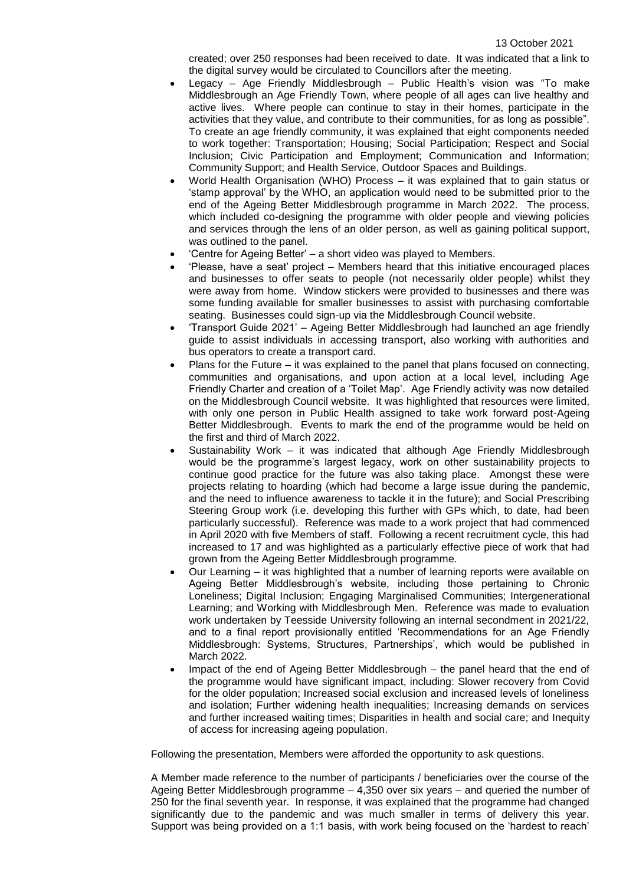created; over 250 responses had been received to date. It was indicated that a link to the digital survey would be circulated to Councillors after the meeting.

- Legacy – Age Friendly Middlesbrough – Public Health's vision was "To make Middlesbrough an Age Friendly Town, where people of all ages can live healthy and active lives. Where people can continue to stay in their homes, participate in the activities that they value, and contribute to their communities, for as long as possible". To create an age friendly community, it was explained that eight components needed to work together: Transportation; Housing; Social Participation; Respect and Social Inclusion; Civic Participation and Employment; Communication and Information; Community Support; and Health Service, Outdoor Spaces and Buildings.
- World Health Organisation (WHO) Process – it was explained that to gain status or 'stamp approval' by the WHO, an application would need to be submitted prior to the end of the Ageing Better Middlesbrough programme in March 2022. The process, which included co-designing the programme with older people and viewing policies and services through the lens of an older person, as well as gaining political support, was outlined to the panel.
- 'Centre for Ageing Better' – a short video was played to Members.
- 'Please, have a seat' project – Members heard that this initiative encouraged places and businesses to offer seats to people (not necessarily older people) whilst they were away from home. Window stickers were provided to businesses and there was some funding available for smaller businesses to assist with purchasing comfortable seating. Businesses could sign-up via the Middlesbrough Council website.
- 'Transport Guide 2021' – Ageing Better Middlesbrough had launched an age friendly guide to assist individuals in accessing transport, also working with authorities and bus operators to create a transport card.
- Plans for the Future – it was explained to the panel that plans focused on connecting, communities and organisations, and upon action at a local level, including Age Friendly Charter and creation of a 'Toilet Map'. Age Friendly activity was now detailed on the Middlesbrough Council website. It was highlighted that resources were limited, with only one person in Public Health assigned to take work forward post-Ageing Better Middlesbrough. Events to mark the end of the programme would be held on the first and third of March 2022.
- Sustainability Work – it was indicated that although Age Friendly Middlesbrough would be the programme's largest legacy, work on other sustainability projects to continue good practice for the future was also taking place. Amongst these were projects relating to hoarding (which had become a large issue during the pandemic, and the need to influence awareness to tackle it in the future); and Social Prescribing Steering Group work (i.e. developing this further with GPs which, to date, had been particularly successful). Reference was made to a work project that had commenced in April 2020 with five Members of staff. Following a recent recruitment cycle, this had increased to 17 and was highlighted as a particularly effective piece of work that had grown from the Ageing Better Middlesbrough programme.
- Our Learning – it was highlighted that a number of learning reports were available on Ageing Better Middlesbrough's website, including those pertaining to Chronic Loneliness; Digital Inclusion; Engaging Marginalised Communities; Intergenerational Learning; and Working with Middlesbrough Men. Reference was made to evaluation work undertaken by Teesside University following an internal secondment in 2021/22, and to a final report provisionally entitled 'Recommendations for an Age Friendly Middlesbrough: Systems, Structures, Partnerships', which would be published in March 2022.
- Impact of the end of Ageing Better Middlesbrough – the panel heard that the end of the programme would have significant impact, including: Slower recovery from Covid for the older population; Increased social exclusion and increased levels of loneliness and isolation; Further widening health inequalities; Increasing demands on services and further increased waiting times; Disparities in health and social care; and Inequity of access for increasing ageing population.

Following the presentation, Members were afforded the opportunity to ask questions.

A Member made reference to the number of participants / beneficiaries over the course of the Ageing Better Middlesbrough programme – 4,350 over six years – and queried the number of 250 for the final seventh year. In response, it was explained that the programme had changed significantly due to the pandemic and was much smaller in terms of delivery this year. Support was being provided on a 1:1 basis, with work being focused on the 'hardest to reach'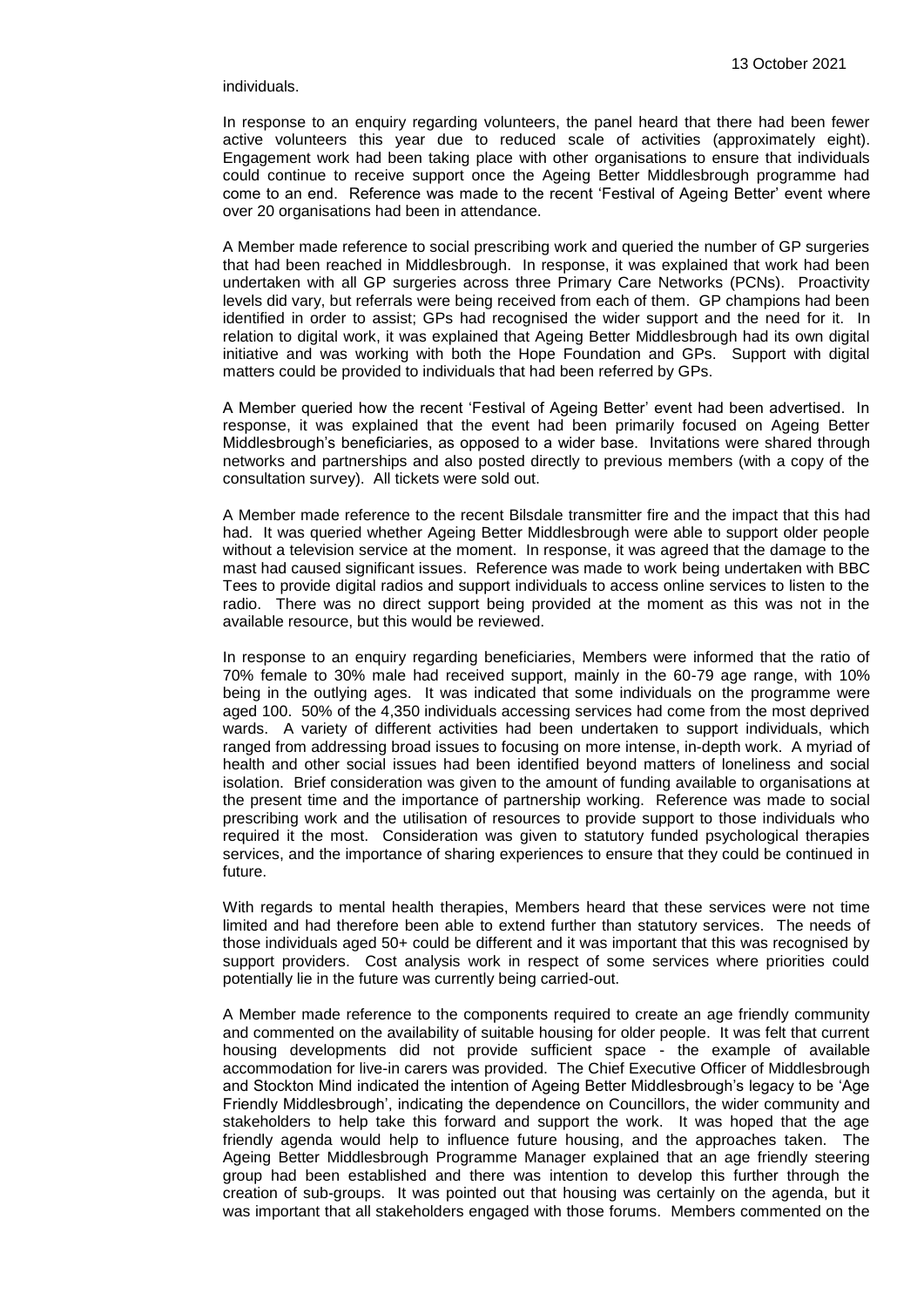individuals.

In response to an enquiry regarding volunteers, the panel heard that there had been fewer active volunteers this year due to reduced scale of activities (approximately eight). Engagement work had been taking place with other organisations to ensure that individuals could continue to receive support once the Ageing Better Middlesbrough programme had come to an end. Reference was made to the recent 'Festival of Ageing Better' event where over 20 organisations had been in attendance.

A Member made reference to social prescribing work and queried the number of GP surgeries that had been reached in Middlesbrough. In response, it was explained that work had been undertaken with all GP surgeries across three Primary Care Networks (PCNs). Proactivity levels did vary, but referrals were being received from each of them. GP champions had been identified in order to assist; GPs had recognised the wider support and the need for it. In relation to digital work, it was explained that Ageing Better Middlesbrough had its own digital initiative and was working with both the Hope Foundation and GPs. Support with digital matters could be provided to individuals that had been referred by GPs.

A Member queried how the recent 'Festival of Ageing Better' event had been advertised. In response, it was explained that the event had been primarily focused on Ageing Better Middlesbrough's beneficiaries, as opposed to a wider base. Invitations were shared through networks and partnerships and also posted directly to previous members (with a copy of the consultation survey). All tickets were sold out.

A Member made reference to the recent Bilsdale transmitter fire and the impact that this had had. It was queried whether Ageing Better Middlesbrough were able to support older people without a television service at the moment. In response, it was agreed that the damage to the mast had caused significant issues. Reference was made to work being undertaken with BBC Tees to provide digital radios and support individuals to access online services to listen to the radio. There was no direct support being provided at the moment as this was not in the available resource, but this would be reviewed.

In response to an enquiry regarding beneficiaries, Members were informed that the ratio of 70% female to 30% male had received support, mainly in the 60-79 age range, with 10% being in the outlying ages. It was indicated that some individuals on the programme were aged 100. 50% of the 4,350 individuals accessing services had come from the most deprived wards. A variety of different activities had been undertaken to support individuals, which ranged from addressing broad issues to focusing on more intense, in-depth work. A myriad of health and other social issues had been identified beyond matters of loneliness and social isolation. Brief consideration was given to the amount of funding available to organisations at the present time and the importance of partnership working. Reference was made to social prescribing work and the utilisation of resources to provide support to those individuals who required it the most. Consideration was given to statutory funded psychological therapies services, and the importance of sharing experiences to ensure that they could be continued in future.

With regards to mental health therapies, Members heard that these services were not time limited and had therefore been able to extend further than statutory services. The needs of those individuals aged 50+ could be different and it was important that this was recognised by support providers. Cost analysis work in respect of some services where priorities could potentially lie in the future was currently being carried-out.

A Member made reference to the components required to create an age friendly community and commented on the availability of suitable housing for older people. It was felt that current housing developments did not provide sufficient space - the example of available accommodation for live-in carers was provided. The Chief Executive Officer of Middlesbrough and Stockton Mind indicated the intention of Ageing Better Middlesbrough's legacy to be 'Age Friendly Middlesbrough', indicating the dependence on Councillors, the wider community and stakeholders to help take this forward and support the work. It was hoped that the age friendly agenda would help to influence future housing, and the approaches taken. The Ageing Better Middlesbrough Programme Manager explained that an age friendly steering group had been established and there was intention to develop this further through the creation of sub-groups. It was pointed out that housing was certainly on the agenda, but it was important that all stakeholders engaged with those forums. Members commented on the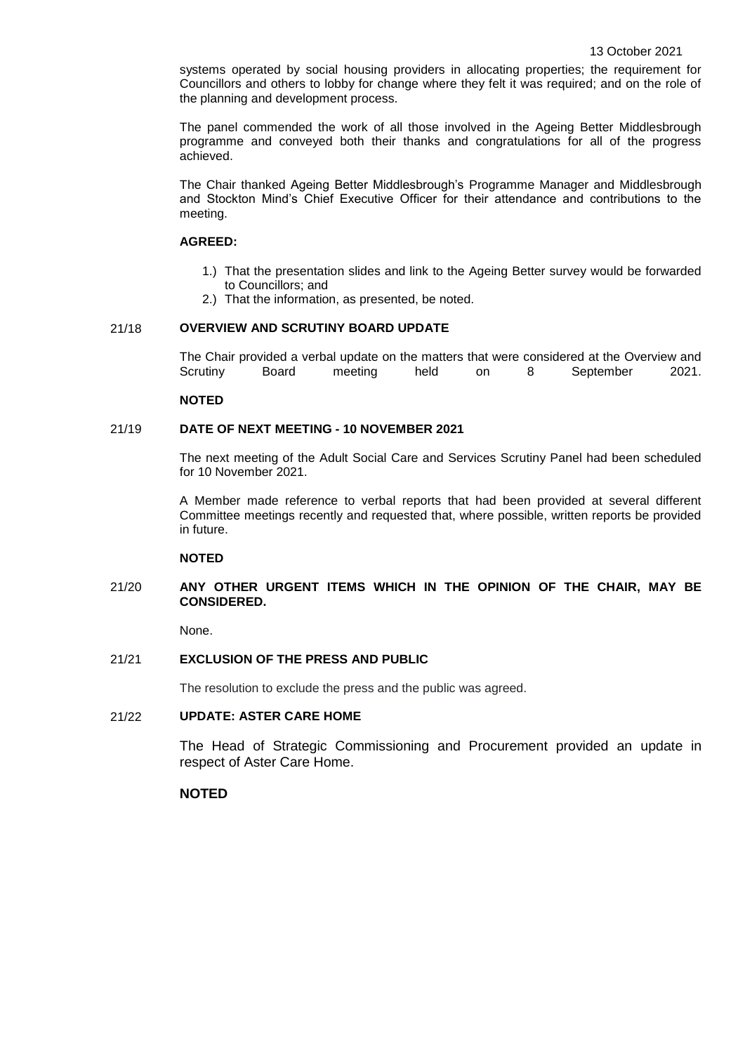systems operated by social housing providers in allocating properties; the requirement for Councillors and others to lobby for change where they felt it was required; and on the role of the planning and development process.

The panel commended the work of all those involved in the Ageing Better Middlesbrough programme and conveyed both their thanks and congratulations for all of the progress achieved.

The Chair thanked Ageing Better Middlesbrough's Programme Manager and Middlesbrough and Stockton Mind's Chief Executive Officer for their attendance and contributions to the meeting.

**AGREED:**

1.) That the presentation slides and link to the Ageing Better survey would be forwarded to Councillors; and
2.) That the information, as presented, be noted.

21/18 **OVERVIEW AND SCRUTINY BOARD UPDATE**

The Chair provided a verbal update on the matters that were considered at the Overview and Scrutiny Board meeting held on 8 September 2021.

**NOTED**

21/19 **DATE OF NEXT MEETING - 10 NOVEMBER 2021**

The next meeting of the Adult Social Care and Services Scrutiny Panel had been scheduled for 10 November 2021.

A Member made reference to verbal reports that had been provided at several different Committee meetings recently and requested that, where possible, written reports be provided in future.

**NOTED**

21/20 **ANY OTHER URGENT ITEMS WHICH IN THE OPINION OF THE CHAIR, MAY BE CONSIDERED.**

None.

21/21 **EXCLUSION OF THE PRESS AND PUBLIC**

The resolution to exclude the press and the public was agreed.

21/22 **UPDATE: ASTER CARE HOME**

The Head of Strategic Commissioning and Procurement provided an update in respect of Aster Care Home.

**NOTED**